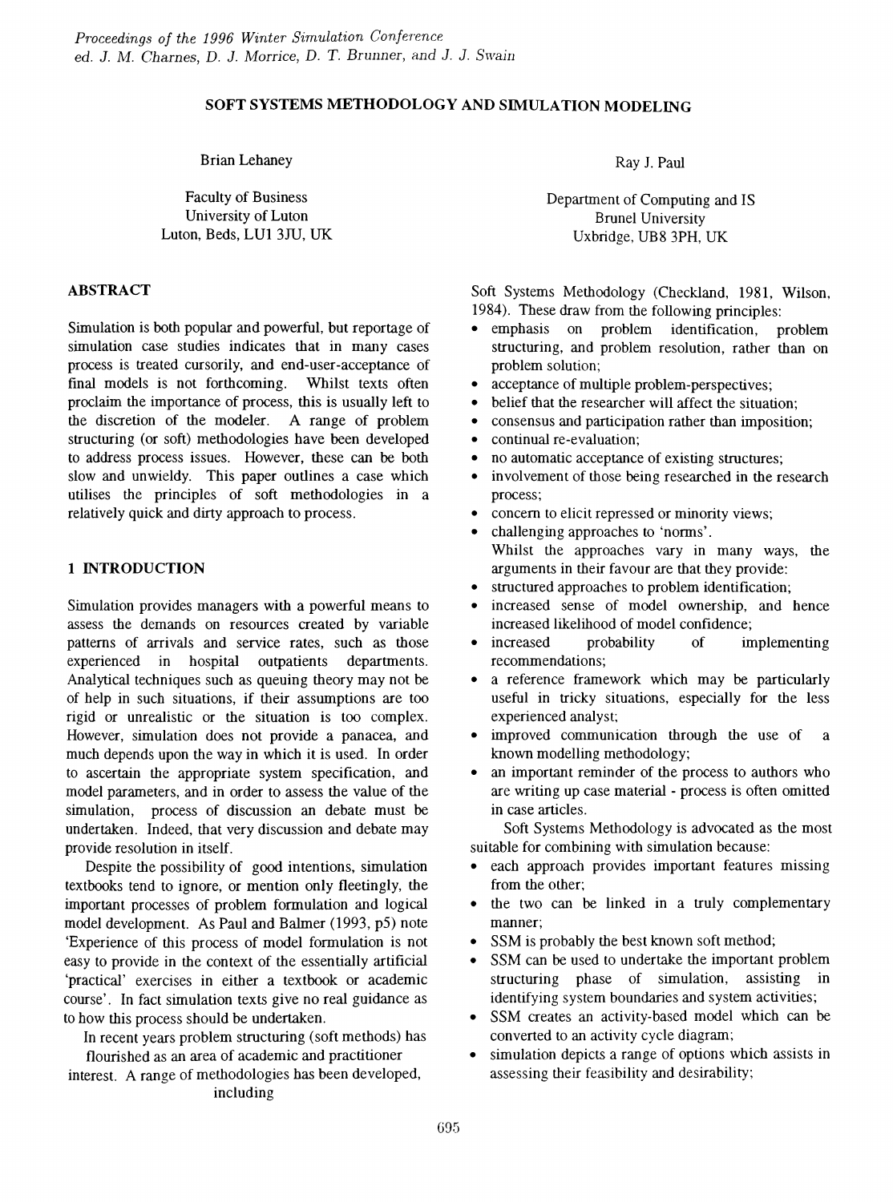*Proceedings of the 1996 Winter Simulation Conference*
*ed. J. M. Charnes, D. J. Morrice, D. T. Brunner, and J. J. Swain*

# SOFT SYSTEMS METHODOLOGY AND SIMULATION MODELING

Brian Lehaney

Faculty of Business
University of Luton
Luton, Beds, LU1 3JU, UK

Ray J. Paul

Department of Computing and IS
Brunel University
Uxbridge, UB8 3PH, UK

## ABSTRACT

Simulation is both popular and powerful, but reportage of simulation case studies indicates that in many cases process is treated cursorily, and end-user-acceptance of final models is not forthcoming. Whilst texts often proclaim the importance of process, this is usually left to the discretion of the modeler. A range of problem structuring (or soft) methodologies have been developed to address process issues. However, these can be both slow and unwieldy. This paper outlines a case which utilises the principles of soft methodologies in a relatively quick and dirty approach to process.

## 1 INTRODUCTION

Simulation provides managers with a powerful means to assess the demands on resources created by variable patterns of arrivals and service rates, such as those experienced in hospital outpatients departments. Analytical techniques such as queuing theory may not be of help in such situations, if their assumptions are too rigid or unrealistic or the situation is too complex. However, simulation does not provide a panacea, and much depends upon the way in which it is used. In order to ascertain the appropriate system specification, and model parameters, and in order to assess the value of the simulation, process of discussion an debate must be undertaken. Indeed, that very discussion and debate may provide resolution in itself.

Despite the possibility of good intentions, simulation textbooks tend to ignore, or mention only fleetingly, the important processes of problem formulation and logical model development. As Paul and Balmer (1993, p5) note 'Experience of this process of model formulation is not easy to provide in the context of the essentially artificial 'practical' exercises in either a textbook or academic course'. In fact simulation texts give no real guidance as to how this process should be undertaken.

In recent years problem structuring (soft methods) has flourished as an area of academic and practitioner interest. A range of methodologies has been developed, including Soft Systems Methodology (Checkland, 1981, Wilson, 1984). These draw from the following principles:

- emphasis on problem identification, problem structuring, and problem resolution, rather than on problem solution;
- acceptance of multiple problem-perspectives;
- belief that the researcher will affect the situation;
- consensus and participation rather than imposition;
- continual re-evaluation;
- no automatic acceptance of existing structures;
- involvement of those being researched in the research process;
- concern to elicit repressed or minority views;
- challenging approaches to 'norms'.

Whilst the approaches vary in many ways, the arguments in their favour are that they provide:

- structured approaches to problem identification;
- increased sense of model ownership, and hence increased likelihood of model confidence;
- increased probability of implementing recommendations;
- a reference framework which may be particularly useful in tricky situations, especially for the less experienced analyst;
- improved communication through the use of a known modelling methodology;
- an important reminder of the process to authors who are writing up case material - process is often omitted in case articles.

Soft Systems Methodology is advocated as the most suitable for combining with simulation because:

- each approach provides important features missing from the other;
- the two can be linked in a truly complementary manner;
- SSM is probably the best known soft method;
- SSM can be used to undertake the important problem structuring phase of simulation, assisting in identifying system boundaries and system activities;
- SSM creates an activity-based model which can be converted to an activity cycle diagram;
- simulation depicts a range of options which assists in assessing their feasibility and desirability;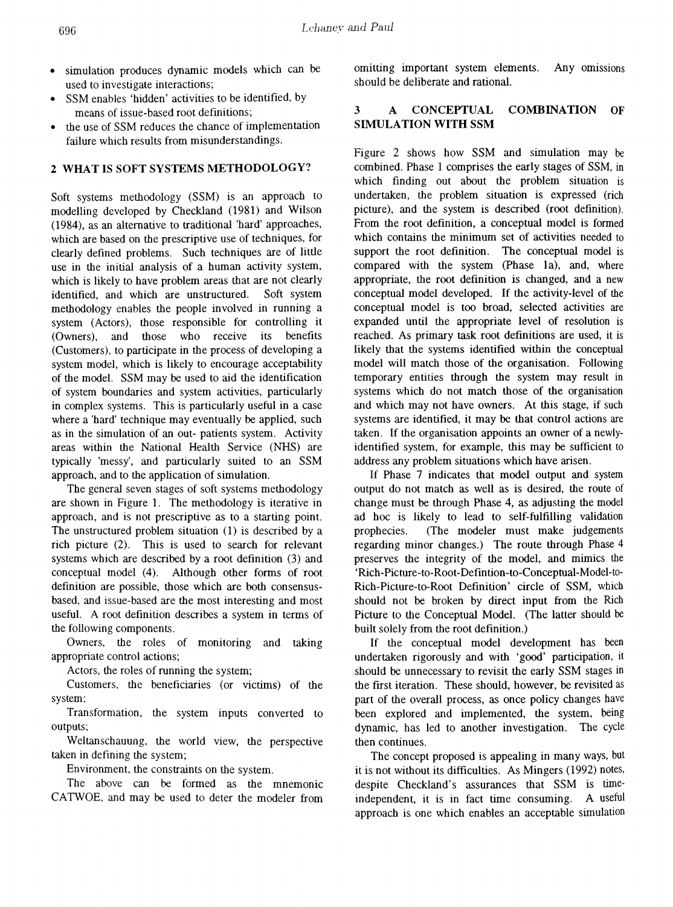- simulation produces dynamic models which can be used to investigate interactions;
- SSM enables 'hidden' activities to be identified, by means of issue-based root definitions;
- the use of SSM reduces the chance of implementation failure which results from misunderstandings.

## 2 WHAT IS SOFT SYSTEMS METHODOLOGY?

Soft systems methodology (SSM) is an approach to modelling developed by Checkland (1981) and Wilson (1984), as an alternative to traditional 'hard' approaches, which are based on the prescriptive use of techniques, for clearly defined problems. Such techniques are of little use in the initial analysis of a human activity system, which is likely to have problem areas that are not clearly identified, and which are unstructured. Soft system methodology enables the people involved in running a system (Actors), those responsible for controlling it (Owners), and those who receive its benefits (Customers), to participate in the process of developing a system model, which is likely to encourage acceptability of the model. SSM may be used to aid the identification of system boundaries and system activities, particularly in complex systems. This is particularly useful in a case where a 'hard' technique may eventually be applied, such as in the simulation of an out- patients system. Activity areas within the National Health Service (NHS) are typically 'messy', and particularly suited to an SSM approach, and to the application of simulation.

The general seven stages of soft systems methodology are shown in Figure 1. The methodology is iterative in approach, and is not prescriptive as to a starting point. The unstructured problem situation (1) is described by a rich picture (2). This is used to search for relevant systems which are described by a root definition (3) and conceptual model (4). Although other forms of root definition are possible, those which are both consensus-based, and issue-based are the most interesting and most useful. A root definition describes a system in terms of the following components.

Owners, the roles of monitoring and taking appropriate control actions;

Actors, the roles of running the system;

Customers, the beneficiaries (or victims) of the system;

Transformation, the system inputs converted to outputs;

Weltanschauung, the world view, the perspective taken in defining the system;

Environment, the constraints on the system.

The above can be formed as the mnemonic CATWOE, and may be used to deter the modeler from omitting important system elements. Any omissions should be deliberate and rational.

## 3 A CONCEPTUAL COMBINATION OF SIMULATION WITH SSM

Figure 2 shows how SSM and simulation may be combined. Phase 1 comprises the early stages of SSM, in which finding out about the problem situation is undertaken, the problem situation is expressed (rich picture), and the system is described (root definition). From the root definition, a conceptual model is formed which contains the minimum set of activities needed to support the root definition. The conceptual model is compared with the system (Phase 1a), and, where appropriate, the root definition is changed, and a new conceptual model developed. If the activity-level of the conceptual model is too broad, selected activities are expanded until the appropriate level of resolution is reached. As primary task root definitions are used, it is likely that the systems identified within the conceptual model will match those of the organisation. Following temporary entities through the system may result in systems which do not match those of the organisation and which may not have owners. At this stage, if such systems are identified, it may be that control actions are taken. If the organisation appoints an owner of a newly-identified system, for example, this may be sufficient to address any problem situations which have arisen.

If Phase 7 indicates that model output and system output do not match as well as is desired, the route of change must be through Phase 4, as adjusting the model ad hoc is likely to lead to self-fulfilling validation prophecies. (The modeler must make judgements regarding minor changes.) The route through Phase 4 preserves the integrity of the model, and mimics the 'Rich-Picture-to-Root-Defintion-to-Conceptual-Model-to-Rich-Picture-to-Root Definition' circle of SSM, which should not be broken by direct input from the Rich Picture to the Conceptual Model. (The latter should be built solely from the root definition.)

If the conceptual model development has been undertaken rigorously and with 'good' participation, it should be unnecessary to revisit the early SSM stages in the first iteration. These should, however, be revisited as part of the overall process, as once policy changes have been explored and implemented, the system, being dynamic, has led to another investigation. The cycle then continues.

The concept proposed is appealing in many ways, but it is not without its difficulties. As Mingers (1992) notes, despite Checkland's assurances that SSM is time-independent, it is in fact time consuming. A useful approach is one which enables an acceptable simulation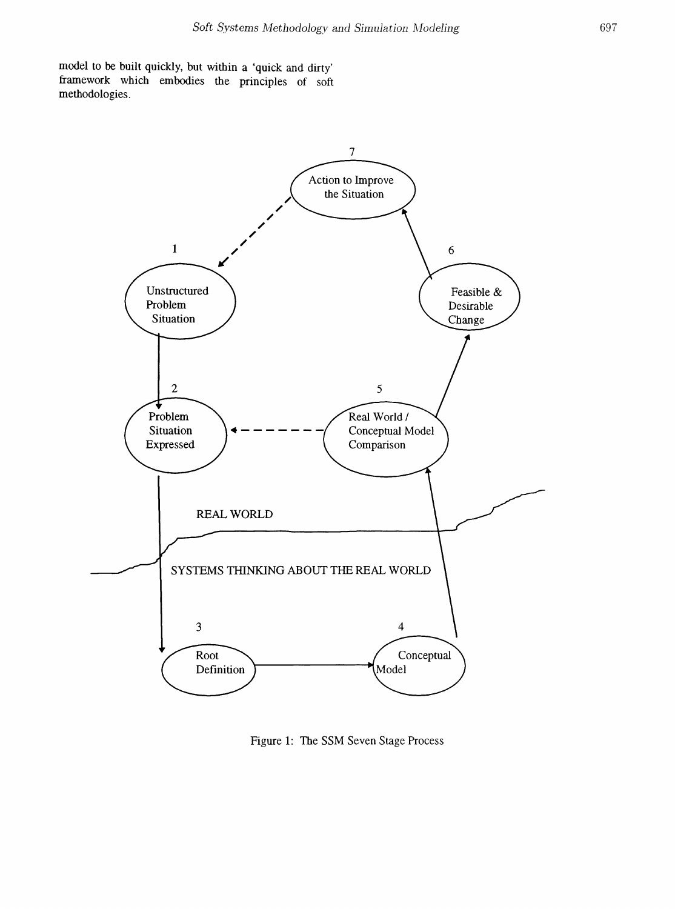model to be built quickly, but within a 'quick and dirty' framework which embodies the principles of soft methodologies.

Figure 1: The SSM Seven Stage Process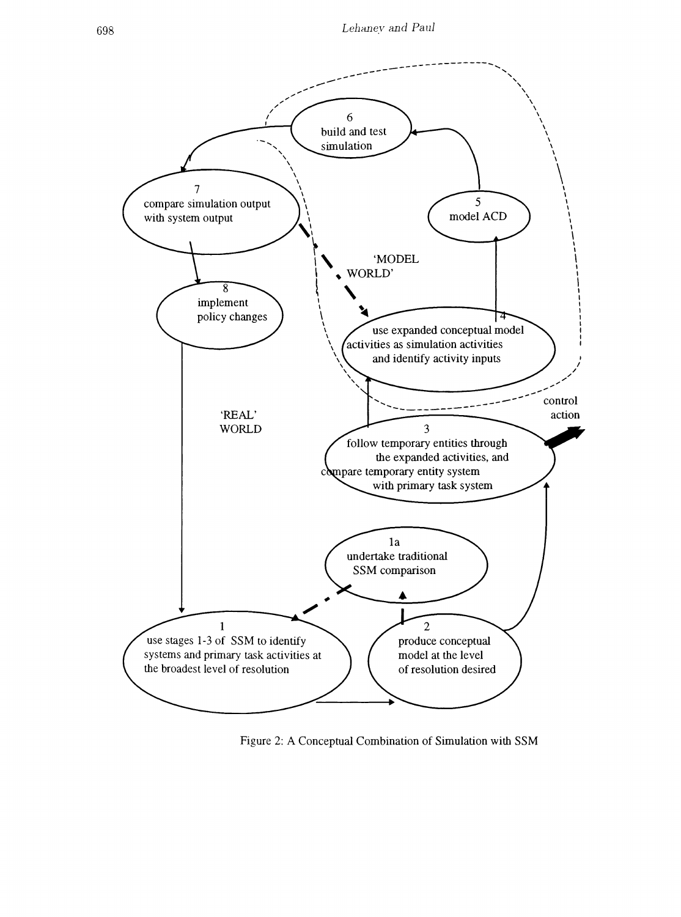'MODEL WORLD'

6
build and test simulation

7
compare simulation output with system output

5
model ACD

8
implement policy changes

4
use expanded conceptual model activities as simulation activities and identify activity inputs

'REAL' WORLD

control action

3
follow temporary entities through the expanded activities, and compare temporary entity system with primary task system

1a
undertake traditional SSM comparison

1
use stages 1-3 of SSM to identify systems and primary task activities at the broadest level of resolution

2
produce conceptual model at the level of resolution desired

Figure 2: A Conceptual Combination of Simulation with SSM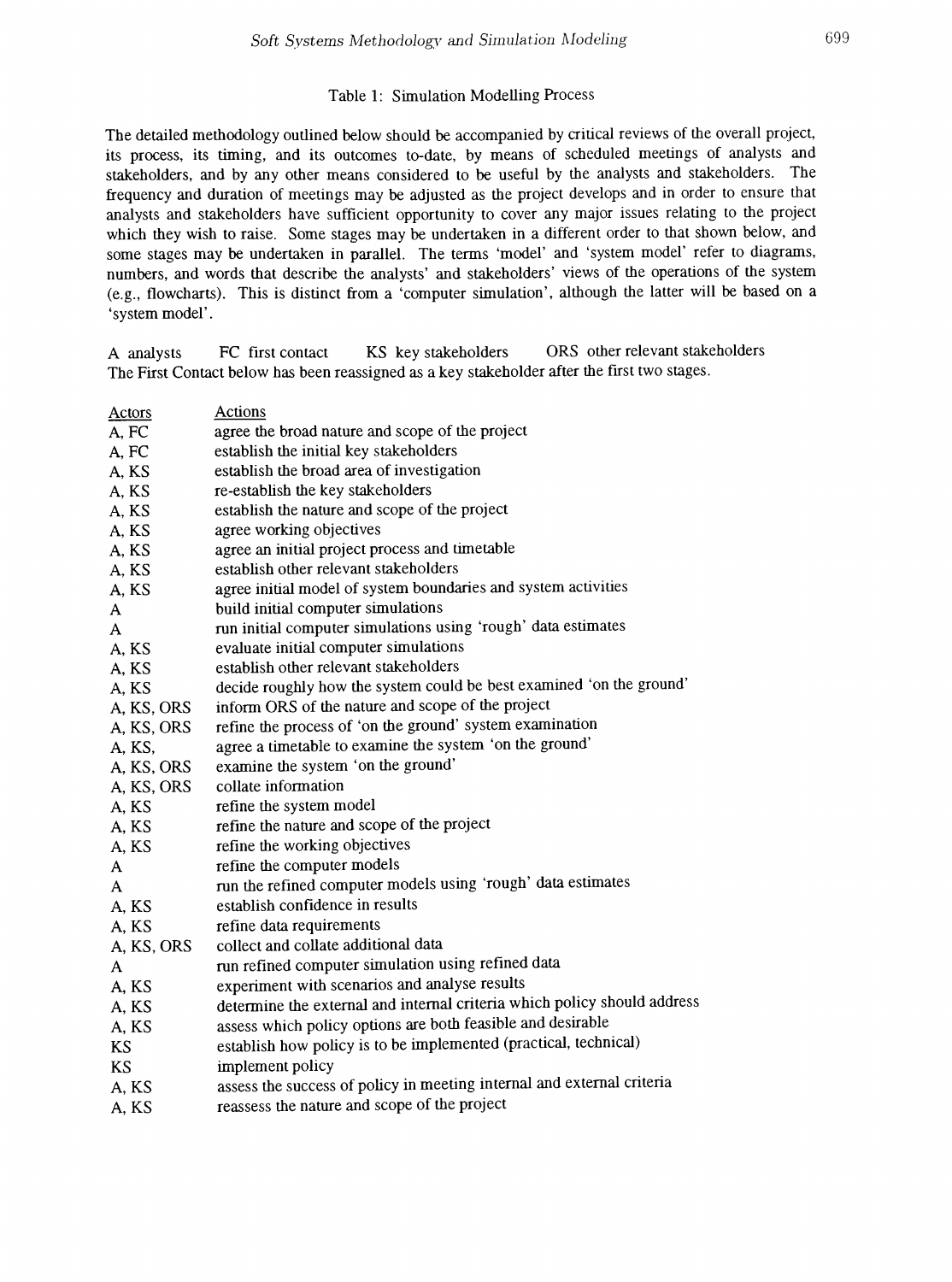Table 1: Simulation Modelling Process

The detailed methodology outlined below should be accompanied by critical reviews of the overall project, its process, its timing, and its outcomes to-date, by means of scheduled meetings of analysts and stakeholders, and by any other means considered to be useful by the analysts and stakeholders. The frequency and duration of meetings may be adjusted as the project develops and in order to ensure that analysts and stakeholders have sufficient opportunity to cover any major issues relating to the project which they wish to raise. Some stages may be undertaken in a different order to that shown below, and some stages may be undertaken in parallel. The terms 'model' and 'system model' refer to diagrams, numbers, and words that describe the analysts' and stakeholders' views of the operations of the system (e.g., flowcharts). This is distinct from a 'computer simulation', although the latter will be based on a 'system model'.

A analysts    FC first contact    KS key stakeholders    ORS other relevant stakeholders

The First Contact below has been reassigned as a key stakeholder after the first two stages.

| Actors | Actions |
|---|---|
| A, FC | agree the broad nature and scope of the project |
| A, FC | establish the initial key stakeholders |
| A, KS | establish the broad area of investigation |
| A, KS | re-establish the key stakeholders |
| A, KS | establish the nature and scope of the project |
| A, KS | agree working objectives |
| A, KS | agree an initial project process and timetable |
| A, KS | establish other relevant stakeholders |
| A, KS | agree initial model of system boundaries and system activities |
| A | build initial computer simulations |
| A | run initial computer simulations using 'rough' data estimates |
| A, KS | evaluate initial computer simulations |
| A, KS | establish other relevant stakeholders |
| A, KS | decide roughly how the system could be best examined 'on the ground' |
| A, KS, ORS | inform ORS of the nature and scope of the project |
| A, KS, ORS | refine the process of 'on the ground' system examination |
| A, KS, | agree a timetable to examine the system 'on the ground' |
| A, KS, ORS | examine the system 'on the ground' |
| A, KS, ORS | collate information |
| A, KS | refine the system model |
| A, KS | refine the nature and scope of the project |
| A, KS | refine the working objectives |
| A | refine the computer models |
| A | run the refined computer models using 'rough' data estimates |
| A, KS | establish confidence in results |
| A, KS | refine data requirements |
| A, KS, ORS | collect and collate additional data |
| A | run refined computer simulation using refined data |
| A, KS | experiment with scenarios and analyse results |
| A, KS | determine the external and internal criteria which policy should address |
| A, KS | assess which policy options are both feasible and desirable |
| KS | establish how policy is to be implemented (practical, technical) |
| KS | implement policy |
| A, KS | assess the success of policy in meeting internal and external criteria |
| A, KS | reassess the nature and scope of the project |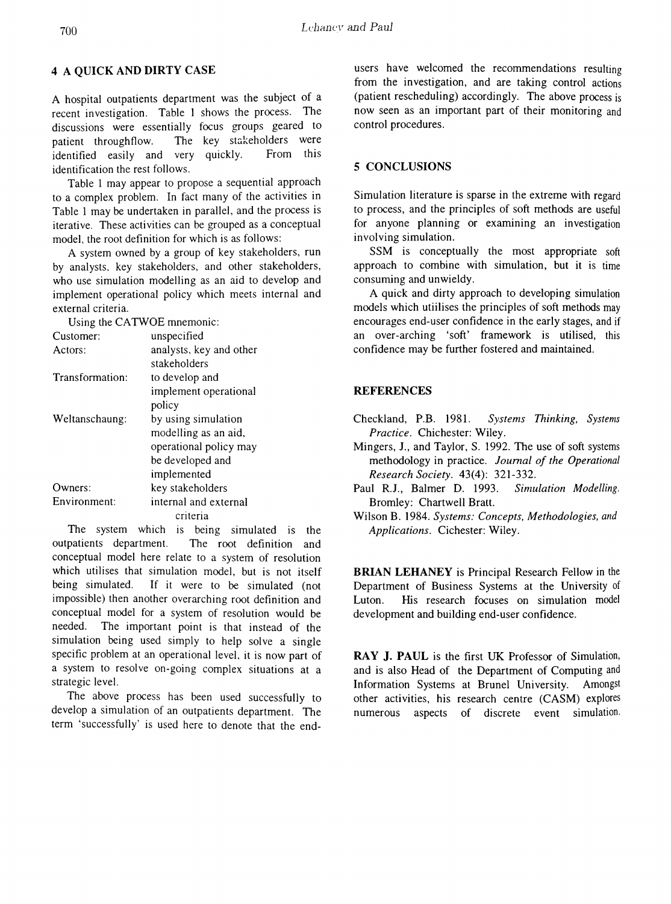## 4 A QUICK AND DIRTY CASE

A hospital outpatients department was the subject of a recent investigation. Table 1 shows the process. The discussions were essentially focus groups geared to patient throughflow. The key stakeholders were identified easily and very quickly. From this identification the rest follows.

Table 1 may appear to propose a sequential approach to a complex problem. In fact many of the activities in Table 1 may be undertaken in parallel, and the process is iterative. These activities can be grouped as a conceptual model, the root definition for which is as follows:

A system owned by a group of key stakeholders, run by analysts, key stakeholders, and other stakeholders, who use simulation modelling as an aid to develop and implement operational policy which meets internal and external criteria.

Using the CATWOE mnemonic:

| | |
|---|---|
| Customer: | unspecified |
| Actors: | analysts, key and other stakeholders |
| Transformation: | to develop and implement operational policy |
| Weltanschaung: | by using simulation modelling as an aid, operational policy may be developed and implemented |
| Owners: | key stakeholders |
| Environment: | internal and external criteria |

The system which is being simulated is the outpatients department. The root definition and conceptual model here relate to a system of resolution which utilises that simulation model, but is not itself being simulated. If it were to be simulated (not impossible) then another overarching root definition and conceptual model for a system of resolution would be needed. The important point is that instead of the simulation being used simply to help solve a single specific problem at an operational level, it is now part of a system to resolve on-going complex situations at a strategic level.

The above process has been used successfully to develop a simulation of an outpatients department. The term 'successfully' is used here to denote that the end-users have welcomed the recommendations resulting from the investigation, and are taking control actions (patient rescheduling) accordingly. The above process is now seen as an important part of their monitoring and control procedures.

## 5 CONCLUSIONS

Simulation literature is sparse in the extreme with regard to process, and the principles of soft methods are useful for anyone planning or examining an investigation involving simulation.

SSM is conceptually the most appropriate soft approach to combine with simulation, but it is time consuming and unwieldy.

A quick and dirty approach to developing simulation models which utiilises the principles of soft methods may encourages end-user confidence in the early stages, and if an over-arching 'soft' framework is utilised, this confidence may be further fostered and maintained.

## REFERENCES

Checkland, P.B. 1981. *Systems Thinking, Systems Practice*. Chichester: Wiley.

Mingers, J., and Taylor, S. 1992. The use of soft systems methodology in practice. *Journal of the Operational Research Society*. 43(4): 321-332.

Paul R.J., Balmer D. 1993. *Simulation Modelling*. Bromley: Chartwell Bratt.

Wilson B. 1984. *Systems: Concepts, Methodologies, and Applications*. Cichester: Wiley.

**BRIAN LEHANEY** is Principal Research Fellow in the Department of Business Systems at the University of Luton. His research focuses on simulation model development and building end-user confidence.

**RAY J. PAUL** is the first UK Professor of Simulation, and is also Head of the Department of Computing and Information Systems at Brunel University. Amongst other activities, his research centre (CASM) explores numerous aspects of discrete event simulation.